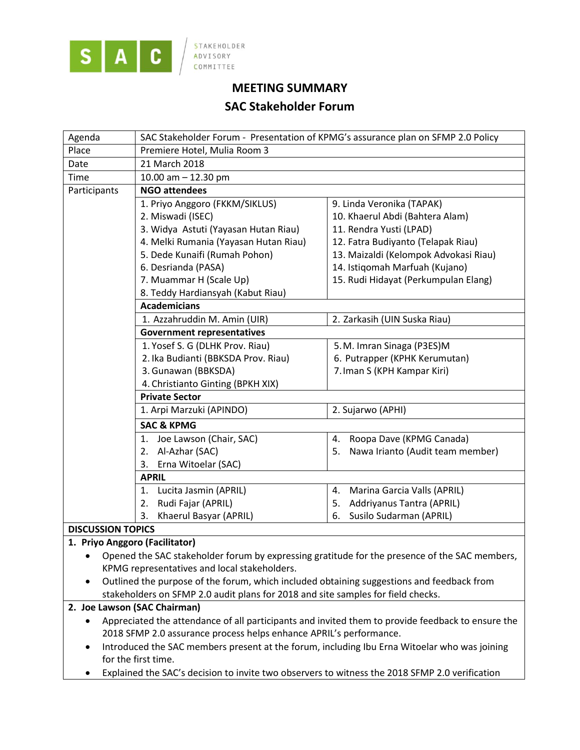SAC STAKEHOLDER ADVISORY COMMITTEE

# MEETING SUMMARY

## SAC Stakeholder Forum

| | | |
|---|---|---|
| Agenda | SAC Stakeholder Forum - Presentation of KPMG's assurance plan on SFMP 2.0 Policy | |
| Place | Premiere Hotel, Mulia Room 3 | |
| Date | 21 March 2018 | |
| Time | 10.00 am – 12.30 pm | |
| Participants | **NGO attendees** | |
| | 1. Priyo Anggoro (FKKM/SIKLUS)<br>2. Miswadi (ISEC)<br>3. Widya Astuti (Yayasan Hutan Riau)<br>4. Melki Rumania (Yayasan Hutan Riau)<br>5. Dede Kunaifi (Rumah Pohon)<br>6. Desrianda (PASA)<br>7. Muammar H (Scale Up)<br>8. Teddy Hardiansyah (Kabut Riau) | 9. Linda Veronika (TAPAK)<br>10. Khaerul Abdi (Bahtera Alam)<br>11. Rendra Yusti (LPAD)<br>12. Fatra Budiyanto (Telapak Riau)<br>13. Maizaldi (Kelompok Advokasi Riau)<br>14. Istiqomah Marfuah (Kujano)<br>15. Rudi Hidayat (Perkumpulan Elang) |
| | **Academicians** | |
| | 1. Azzahruddin M. Amin (UIR) | 2. Zarkasih (UIN Suska Riau) |
| | **Government representatives** | |
| | 1. Yosef S. G (DLHK Prov. Riau)<br>2. Ika Budianti (BBKSDA Prov. Riau)<br>3. Gunawan (BBKSDA)<br>4. Christianto Ginting (BPKH XIX) | 5. M. Imran Sinaga (P3ES)M<br>6. Putrapper (KPHK Kerumutan)<br>7. Iman S (KPH Kampar Kiri) |
| | **Private Sector** | |
| | 1. Arpi Marzuki (APINDO) | 2. Sujarwo (APHI) |
| | **SAC & KPMG** | |
| | 1. Joe Lawson (Chair, SAC)<br>2. Al-Azhar (SAC)<br>3. Erna Witoelar (SAC) | 4. Roopa Dave (KPMG Canada)<br>5. Nawa Irianto (Audit team member) |
| | **APRIL** | |
| | 1. Lucita Jasmin (APRIL)<br>2. Rudi Fajar (APRIL)<br>3. Khaerul Basyar (APRIL) | 4. Marina Garcia Valls (APRIL)<br>5. Addriyanus Tantra (APRIL)<br>6. Susilo Sudarman (APRIL) |

**DISCUSSION TOPICS**

**1. Priyo Anggoro (Facilitator)**

- Opened the SAC stakeholder forum by expressing gratitude for the presence of the SAC members, KPMG representatives and local stakeholders.
- Outlined the purpose of the forum, which included obtaining suggestions and feedback from stakeholders on SFMP 2.0 audit plans for 2018 and site samples for field checks.

**2. Joe Lawson (SAC Chairman)**

- Appreciated the attendance of all participants and invited them to provide feedback to ensure the 2018 SFMP 2.0 assurance process helps enhance APRIL's performance.
- Introduced the SAC members present at the forum, including Ibu Erna Witoelar who was joining for the first time.
- Explained the SAC's decision to invite two observers to witness the 2018 SFMP 2.0 verification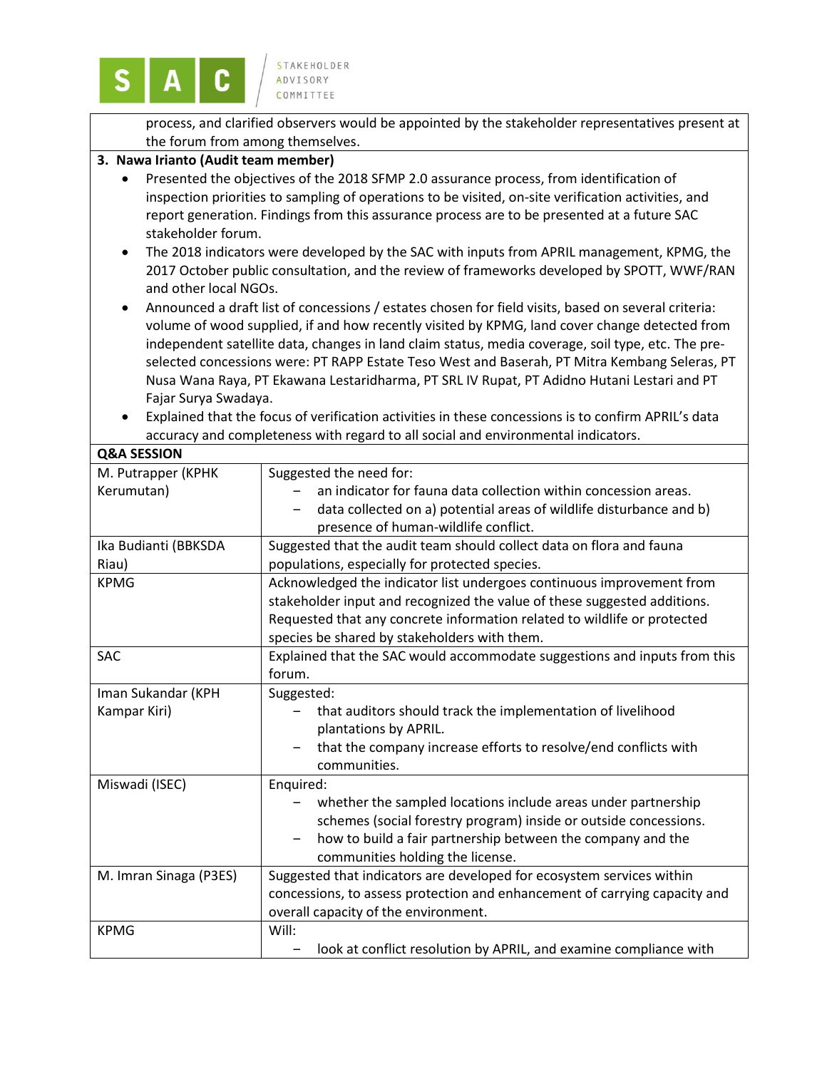process, and clarified observers would be appointed by the stakeholder representatives present at the forum from among themselves.

**3. Nawa Irianto (Audit team member)**

- Presented the objectives of the 2018 SFMP 2.0 assurance process, from identification of inspection priorities to sampling of operations to be visited, on-site verification activities, and report generation. Findings from this assurance process are to be presented at a future SAC stakeholder forum.
- The 2018 indicators were developed by the SAC with inputs from APRIL management, KPMG, the 2017 October public consultation, and the review of frameworks developed by SPOTT, WWF/RAN and other local NGOs.
- Announced a draft list of concessions / estates chosen for field visits, based on several criteria: volume of wood supplied, if and how recently visited by KPMG, land cover change detected from independent satellite data, changes in land claim status, media coverage, soil type, etc. The pre-selected concessions were: PT RAPP Estate Teso West and Baserah, PT Mitra Kembang Seleras, PT Nusa Wana Raya, PT Ekawana Lestaridharma, PT SRL IV Rupat, PT Adidno Hutani Lestari and PT Fajar Surya Swadaya.
- Explained that the focus of verification activities in these concessions is to confirm APRIL's data accuracy and completeness with regard to all social and environmental indicators.

| **Q&A SESSION** | |
|---|---|
| M. Putrapper (KPHK Kerumutan) | Suggested the need for:<br>– an indicator for fauna data collection within concession areas.<br>– data collected on a) potential areas of wildlife disturbance and b) presence of human-wildlife conflict. |
| Ika Budianti (BBKSDA Riau) | Suggested that the audit team should collect data on flora and fauna populations, especially for protected species. |
| KPMG | Acknowledged the indicator list undergoes continuous improvement from stakeholder input and recognized the value of these suggested additions. Requested that any concrete information related to wildlife or protected species be shared by stakeholders with them. |
| SAC | Explained that the SAC would accommodate suggestions and inputs from this forum. |
| Iman Sukandar (KPH Kampar Kiri) | Suggested:<br>– that auditors should track the implementation of livelihood plantations by APRIL.<br>– that the company increase efforts to resolve/end conflicts with communities. |
| Miswadi (ISEC) | Enquired:<br>– whether the sampled locations include areas under partnership schemes (social forestry program) inside or outside concessions.<br>– how to build a fair partnership between the company and the communities holding the license. |
| M. Imran Sinaga (P3ES) | Suggested that indicators are developed for ecosystem services within concessions, to assess protection and enhancement of carrying capacity and overall capacity of the environment. |
| KPMG | Will:<br>– look at conflict resolution by APRIL, and examine compliance with |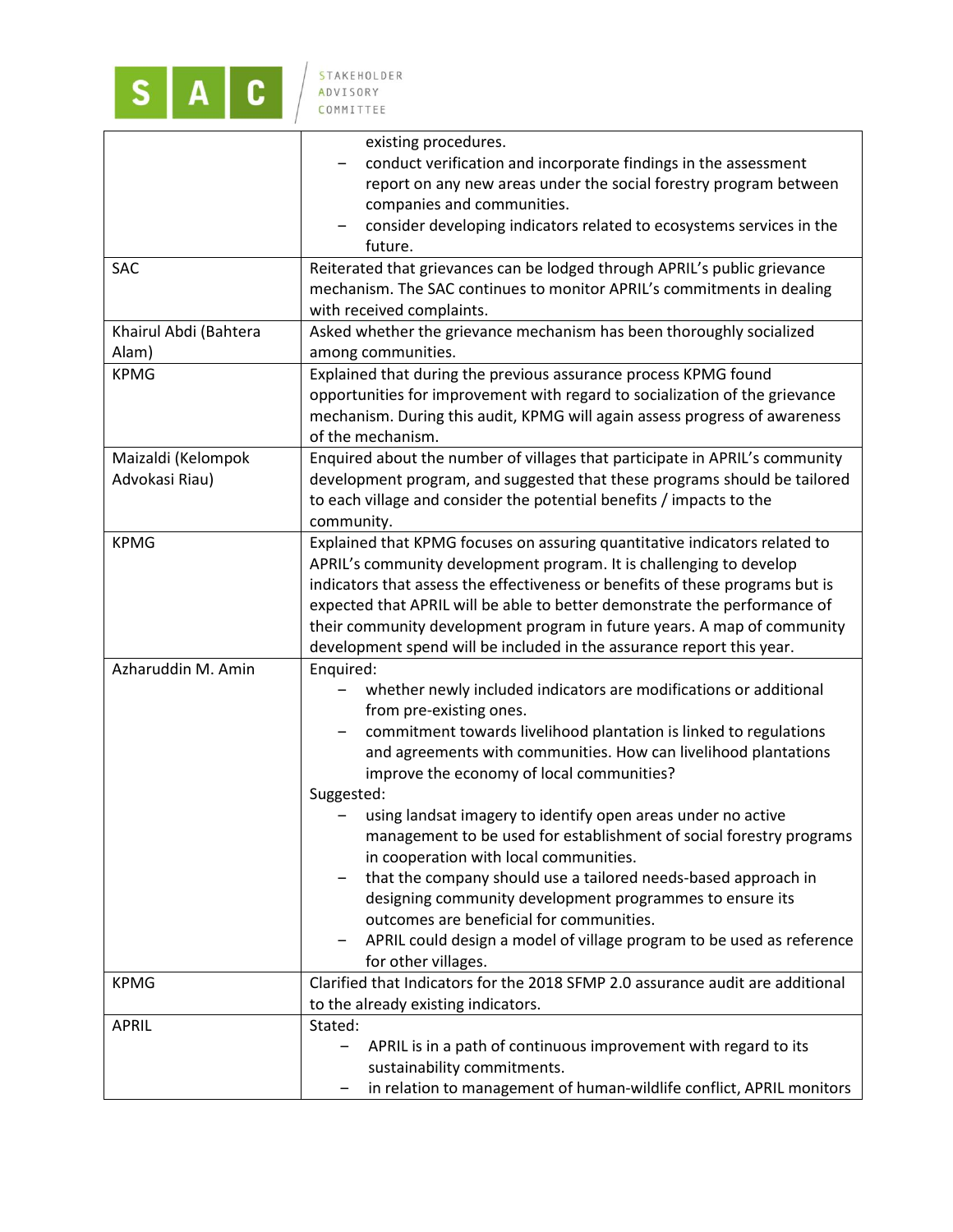| | |
|---|---|
| | existing procedures.<br>– conduct verification and incorporate findings in the assessment report on any new areas under the social forestry program between companies and communities.<br>– consider developing indicators related to ecosystems services in the future. |
| SAC | Reiterated that grievances can be lodged through APRIL's public grievance mechanism. The SAC continues to monitor APRIL's commitments in dealing with received complaints. |
| Khairul Abdi (Bahtera Alam) | Asked whether the grievance mechanism has been thoroughly socialized among communities. |
| KPMG | Explained that during the previous assurance process KPMG found opportunities for improvement with regard to socialization of the grievance mechanism. During this audit, KPMG will again assess progress of awareness of the mechanism. |
| Maizaldi (Kelompok Advokasi Riau) | Enquired about the number of villages that participate in APRIL's community development program, and suggested that these programs should be tailored to each village and consider the potential benefits / impacts to the community. |
| KPMG | Explained that KPMG focuses on assuring quantitative indicators related to APRIL's community development program. It is challenging to develop indicators that assess the effectiveness or benefits of these programs but is expected that APRIL will be able to better demonstrate the performance of their community development program in future years. A map of community development spend will be included in the assurance report this year. |
| Azharuddin M. Amin | Enquired:<br>– whether newly included indicators are modifications or additional from pre-existing ones.<br>– commitment towards livelihood plantation is linked to regulations and agreements with communities. How can livelihood plantations improve the economy of local communities?<br>Suggested:<br>– using landsat imagery to identify open areas under no active management to be used for establishment of social forestry programs in cooperation with local communities.<br>– that the company should use a tailored needs-based approach in designing community development programmes to ensure its outcomes are beneficial for communities.<br>– APRIL could design a model of village program to be used as reference for other villages. |
| KPMG | Clarified that Indicators for the 2018 SFMP 2.0 assurance audit are additional to the already existing indicators. |
| APRIL | Stated:<br>– APRIL is in a path of continuous improvement with regard to its sustainability commitments.<br>– in relation to management of human-wildlife conflict, APRIL monitors |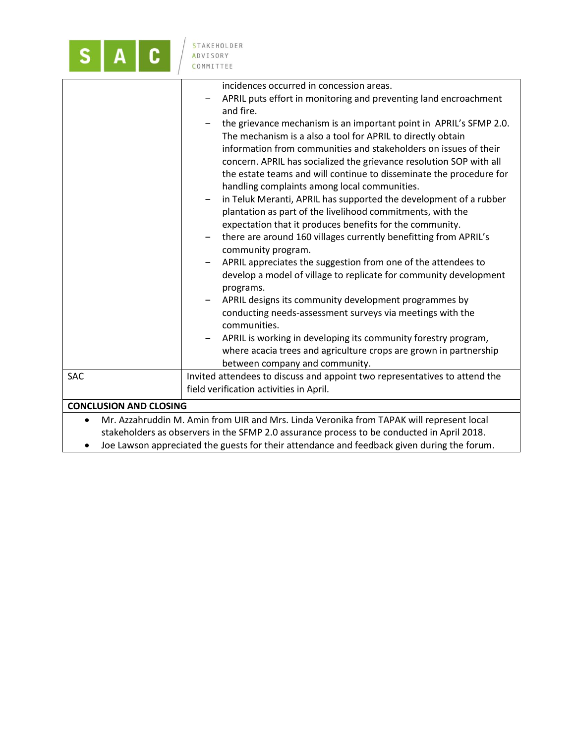| | |
|---|---|
| | incidences occurred in concession areas.<br>– APRIL puts effort in monitoring and preventing land encroachment and fire.<br>– the grievance mechanism is an important point in APRIL's SFMP 2.0. The mechanism is a also a tool for APRIL to directly obtain information from communities and stakeholders on issues of their concern. APRIL has socialized the grievance resolution SOP with all the estate teams and will continue to disseminate the procedure for handling complaints among local communities.<br>– in Teluk Meranti, APRIL has supported the development of a rubber plantation as part of the livelihood commitments, with the expectation that it produces benefits for the community.<br>– there are around 160 villages currently benefitting from APRIL's community program.<br>– APRIL appreciates the suggestion from one of the attendees to develop a model of village to replicate for community development programs.<br>– APRIL designs its community development programmes by conducting needs-assessment surveys via meetings with the communities.<br>– APRIL is working in developing its community forestry program, where acacia trees and agriculture crops are grown in partnership between company and community. |
| SAC | Invited attendees to discuss and appoint two representatives to attend the field verification activities in April. |

**CONCLUSION AND CLOSING**

- Mr. Azzahruddin M. Amin from UIR and Mrs. Linda Veronika from TAPAK will represent local stakeholders as observers in the SFMP 2.0 assurance process to be conducted in April 2018.
- Joe Lawson appreciated the guests for their attendance and feedback given during the forum.